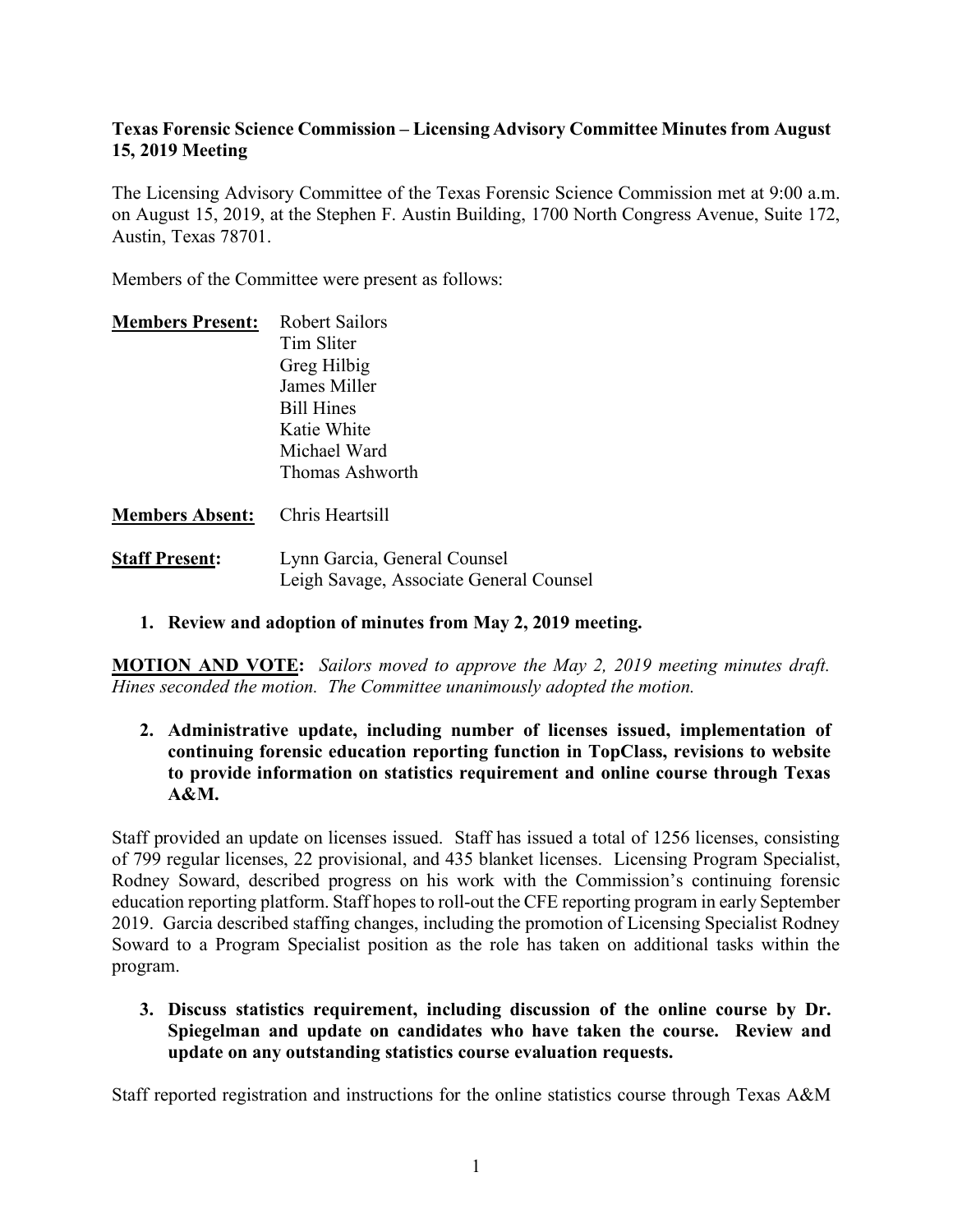**Texas Forensic Science Commission – Licensing Advisory Committee Minutes from August 15, 2019 Meeting**

The Licensing Advisory Committee of the Texas Forensic Science Commission met at 9:00 a.m. on August 15, 2019, at the Stephen F. Austin Building, 1700 North Congress Avenue, Suite 172, Austin, Texas 78701.

Members of the Committee were present as follows:

**Members Present:** Robert Sailors
Tim Sliter
Greg Hilbig
James Miller
Bill Hines
Katie White
Michael Ward
Thomas Ashworth

**Members Absent:** Chris Heartsill

**Staff Present:** Lynn Garcia, General Counsel
Leigh Savage, Associate General Counsel

1. **Review and adoption of minutes from May 2, 2019 meeting.**

**MOTION AND VOTE:** *Sailors moved to approve the May 2, 2019 meeting minutes draft. Hines seconded the motion. The Committee unanimously adopted the motion.*

2. **Administrative update, including number of licenses issued, implementation of continuing forensic education reporting function in TopClass, revisions to website to provide information on statistics requirement and online course through Texas A&M.**

Staff provided an update on licenses issued. Staff has issued a total of 1256 licenses, consisting of 799 regular licenses, 22 provisional, and 435 blanket licenses. Licensing Program Specialist, Rodney Soward, described progress on his work with the Commission's continuing forensic education reporting platform. Staff hopes to roll-out the CFE reporting program in early September 2019. Garcia described staffing changes, including the promotion of Licensing Specialist Rodney Soward to a Program Specialist position as the role has taken on additional tasks within the program.

3. **Discuss statistics requirement, including discussion of the online course by Dr. Spiegelman and update on candidates who have taken the course. Review and update on any outstanding statistics course evaluation requests.**

Staff reported registration and instructions for the online statistics course through Texas A&M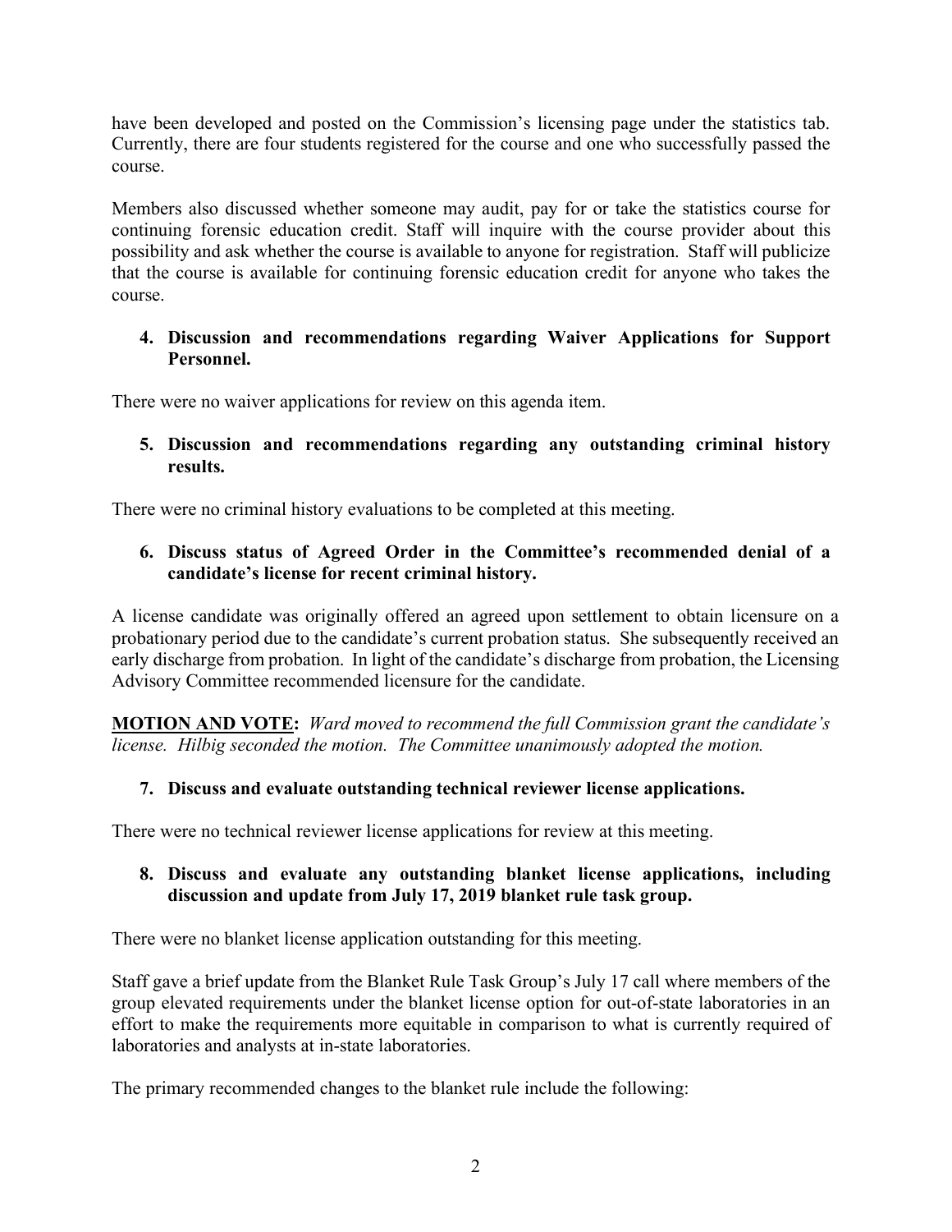have been developed and posted on the Commission's licensing page under the statistics tab. Currently, there are four students registered for the course and one who successfully passed the course.

Members also discussed whether someone may audit, pay for or take the statistics course for continuing forensic education credit. Staff will inquire with the course provider about this possibility and ask whether the course is available to anyone for registration. Staff will publicize that the course is available for continuing forensic education credit for anyone who takes the course.

**4. Discussion and recommendations regarding Waiver Applications for Support Personnel.**

There were no waiver applications for review on this agenda item.

**5. Discussion and recommendations regarding any outstanding criminal history results.**

There were no criminal history evaluations to be completed at this meeting.

**6. Discuss status of Agreed Order in the Committee's recommended denial of a candidate's license for recent criminal history.**

A license candidate was originally offered an agreed upon settlement to obtain licensure on a probationary period due to the candidate's current probation status. She subsequently received an early discharge from probation. In light of the candidate's discharge from probation, the Licensing Advisory Committee recommended licensure for the candidate.

**MOTION AND VOTE:** *Ward moved to recommend the full Commission grant the candidate's license. Hilbig seconded the motion. The Committee unanimously adopted the motion.*

**7. Discuss and evaluate outstanding technical reviewer license applications.**

There were no technical reviewer license applications for review at this meeting.

**8. Discuss and evaluate any outstanding blanket license applications, including discussion and update from July 17, 2019 blanket rule task group.**

There were no blanket license application outstanding for this meeting.

Staff gave a brief update from the Blanket Rule Task Group's July 17 call where members of the group elevated requirements under the blanket license option for out-of-state laboratories in an effort to make the requirements more equitable in comparison to what is currently required of laboratories and analysts at in-state laboratories.

The primary recommended changes to the blanket rule include the following: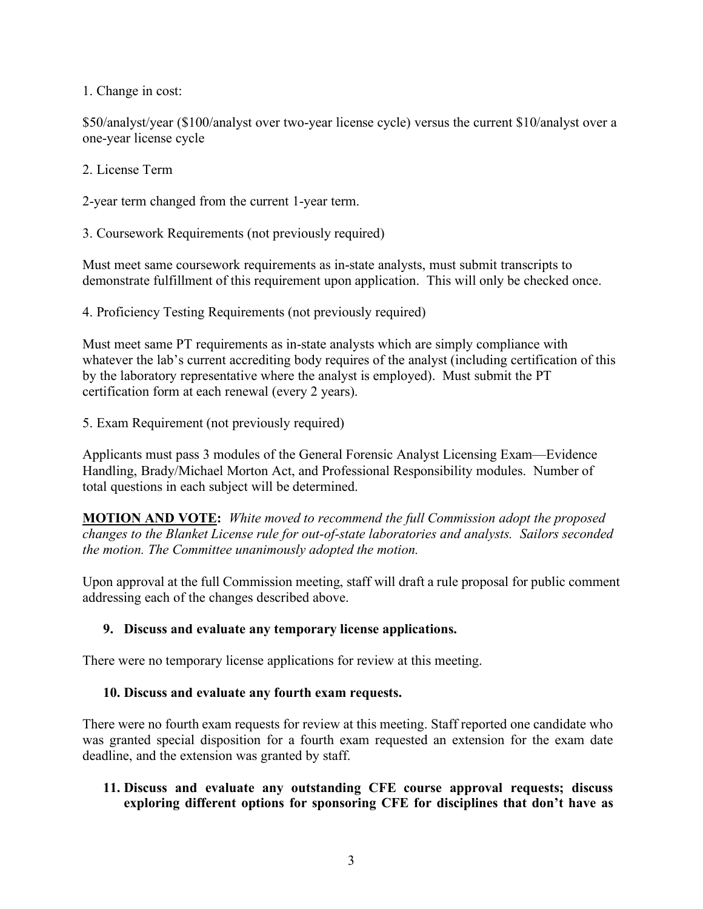1. Change in cost:

$50/analyst/year ($100/analyst over two-year license cycle) versus the current $10/analyst over a one-year license cycle

2. License Term

2-year term changed from the current 1-year term.

3. Coursework Requirements (not previously required)

Must meet same coursework requirements as in-state analysts, must submit transcripts to demonstrate fulfillment of this requirement upon application. This will only be checked once.

4. Proficiency Testing Requirements (not previously required)

Must meet same PT requirements as in-state analysts which are simply compliance with whatever the lab's current accrediting body requires of the analyst (including certification of this by the laboratory representative where the analyst is employed). Must submit the PT certification form at each renewal (every 2 years).

5. Exam Requirement (not previously required)

Applicants must pass 3 modules of the General Forensic Analyst Licensing Exam—Evidence Handling, Brady/Michael Morton Act, and Professional Responsibility modules. Number of total questions in each subject will be determined.

**MOTION AND VOTE:** *White moved to recommend the full Commission adopt the proposed changes to the Blanket License rule for out-of-state laboratories and analysts. Sailors seconded the motion. The Committee unanimously adopted the motion.*

Upon approval at the full Commission meeting, staff will draft a rule proposal for public comment addressing each of the changes described above.

### 9. Discuss and evaluate any temporary license applications.

There were no temporary license applications for review at this meeting.

### 10. Discuss and evaluate any fourth exam requests.

There were no fourth exam requests for review at this meeting. Staff reported one candidate who was granted special disposition for a fourth exam requested an extension for the exam date deadline, and the extension was granted by staff.

### 11. Discuss and evaluate any outstanding CFE course approval requests; discuss exploring different options for sponsoring CFE for disciplines that don't have as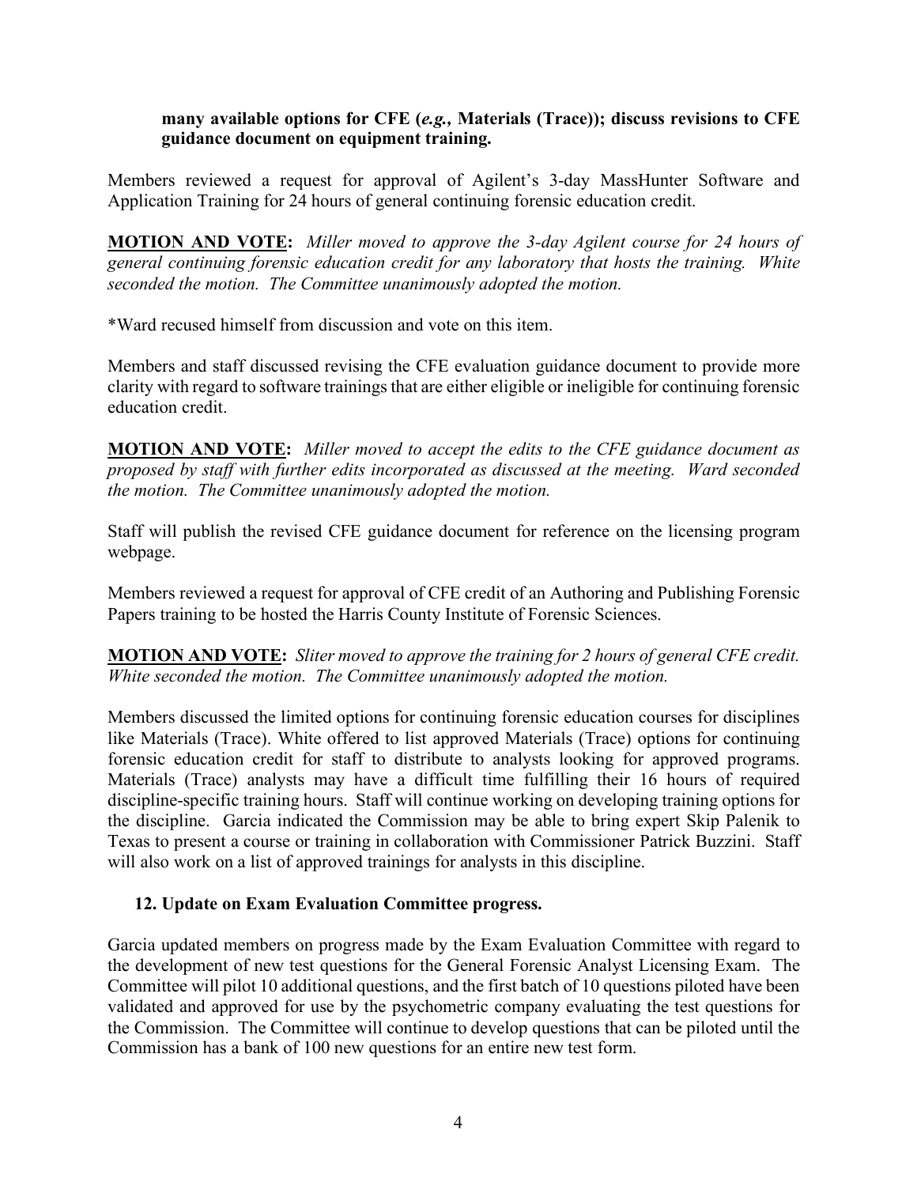**many available options for CFE (*e.g.,* Materials (Trace)); discuss revisions to CFE guidance document on equipment training.**

Members reviewed a request for approval of Agilent's 3-day MassHunter Software and Application Training for 24 hours of general continuing forensic education credit.

**MOTION AND VOTE:** *Miller moved to approve the 3-day Agilent course for 24 hours of general continuing forensic education credit for any laboratory that hosts the training. White seconded the motion. The Committee unanimously adopted the motion.*

*Ward recused himself from discussion and vote on this item.

Members and staff discussed revising the CFE evaluation guidance document to provide more clarity with regard to software trainings that are either eligible or ineligible for continuing forensic education credit.

**MOTION AND VOTE:** *Miller moved to accept the edits to the CFE guidance document as proposed by staff with further edits incorporated as discussed at the meeting. Ward seconded the motion. The Committee unanimously adopted the motion.*

Staff will publish the revised CFE guidance document for reference on the licensing program webpage.

Members reviewed a request for approval of CFE credit of an Authoring and Publishing Forensic Papers training to be hosted the Harris County Institute of Forensic Sciences.

**MOTION AND VOTE:** *Sliter moved to approve the training for 2 hours of general CFE credit. White seconded the motion. The Committee unanimously adopted the motion.*

Members discussed the limited options for continuing forensic education courses for disciplines like Materials (Trace). White offered to list approved Materials (Trace) options for continuing forensic education credit for staff to distribute to analysts looking for approved programs. Materials (Trace) analysts may have a difficult time fulfilling their 16 hours of required discipline-specific training hours. Staff will continue working on developing training options for the discipline. Garcia indicated the Commission may be able to bring expert Skip Palenik to Texas to present a course or training in collaboration with Commissioner Patrick Buzzini. Staff will also work on a list of approved trainings for analysts in this discipline.

**12. Update on Exam Evaluation Committee progress.**

Garcia updated members on progress made by the Exam Evaluation Committee with regard to the development of new test questions for the General Forensic Analyst Licensing Exam. The Committee will pilot 10 additional questions, and the first batch of 10 questions piloted have been validated and approved for use by the psychometric company evaluating the test questions for the Commission. The Committee will continue to develop questions that can be piloted until the Commission has a bank of 100 new questions for an entire new test form.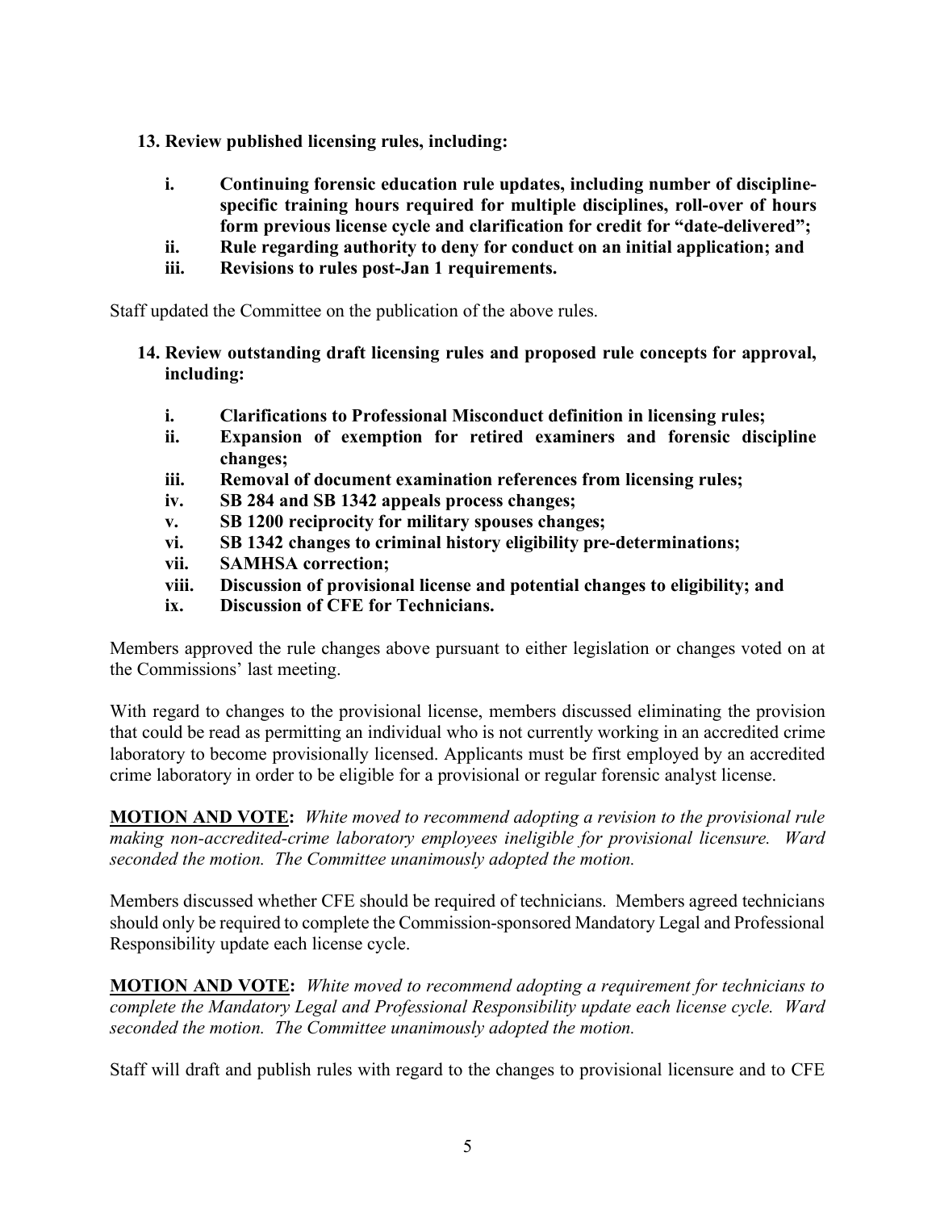**13. Review published licensing rules, including:**

**i. Continuing forensic education rule updates, including number of discipline-specific training hours required for multiple disciplines, roll-over of hours form previous license cycle and clarification for credit for "date-delivered";**

**ii. Rule regarding authority to deny for conduct on an initial application; and**

**iii. Revisions to rules post-Jan 1 requirements.**

Staff updated the Committee on the publication of the above rules.

**14. Review outstanding draft licensing rules and proposed rule concepts for approval, including:**

**i. Clarifications to Professional Misconduct definition in licensing rules;**

**ii. Expansion of exemption for retired examiners and forensic discipline changes;**

**iii. Removal of document examination references from licensing rules;**

**iv. SB 284 and SB 1342 appeals process changes;**

**v. SB 1200 reciprocity for military spouses changes;**

**vi. SB 1342 changes to criminal history eligibility pre-determinations;**

**vii. SAMHSA correction;**

**viii. Discussion of provisional license and potential changes to eligibility; and**

**ix. Discussion of CFE for Technicians.**

Members approved the rule changes above pursuant to either legislation or changes voted on at the Commissions' last meeting.

With regard to changes to the provisional license, members discussed eliminating the provision that could be read as permitting an individual who is not currently working in an accredited crime laboratory to become provisionally licensed. Applicants must be first employed by an accredited crime laboratory in order to be eligible for a provisional or regular forensic analyst license.

**MOTION AND VOTE:** *White moved to recommend adopting a revision to the provisional rule making non-accredited-crime laboratory employees ineligible for provisional licensure. Ward seconded the motion. The Committee unanimously adopted the motion.*

Members discussed whether CFE should be required of technicians. Members agreed technicians should only be required to complete the Commission-sponsored Mandatory Legal and Professional Responsibility update each license cycle.

**MOTION AND VOTE:** *White moved to recommend adopting a requirement for technicians to complete the Mandatory Legal and Professional Responsibility update each license cycle. Ward seconded the motion. The Committee unanimously adopted the motion.*

Staff will draft and publish rules with regard to the changes to provisional licensure and to CFE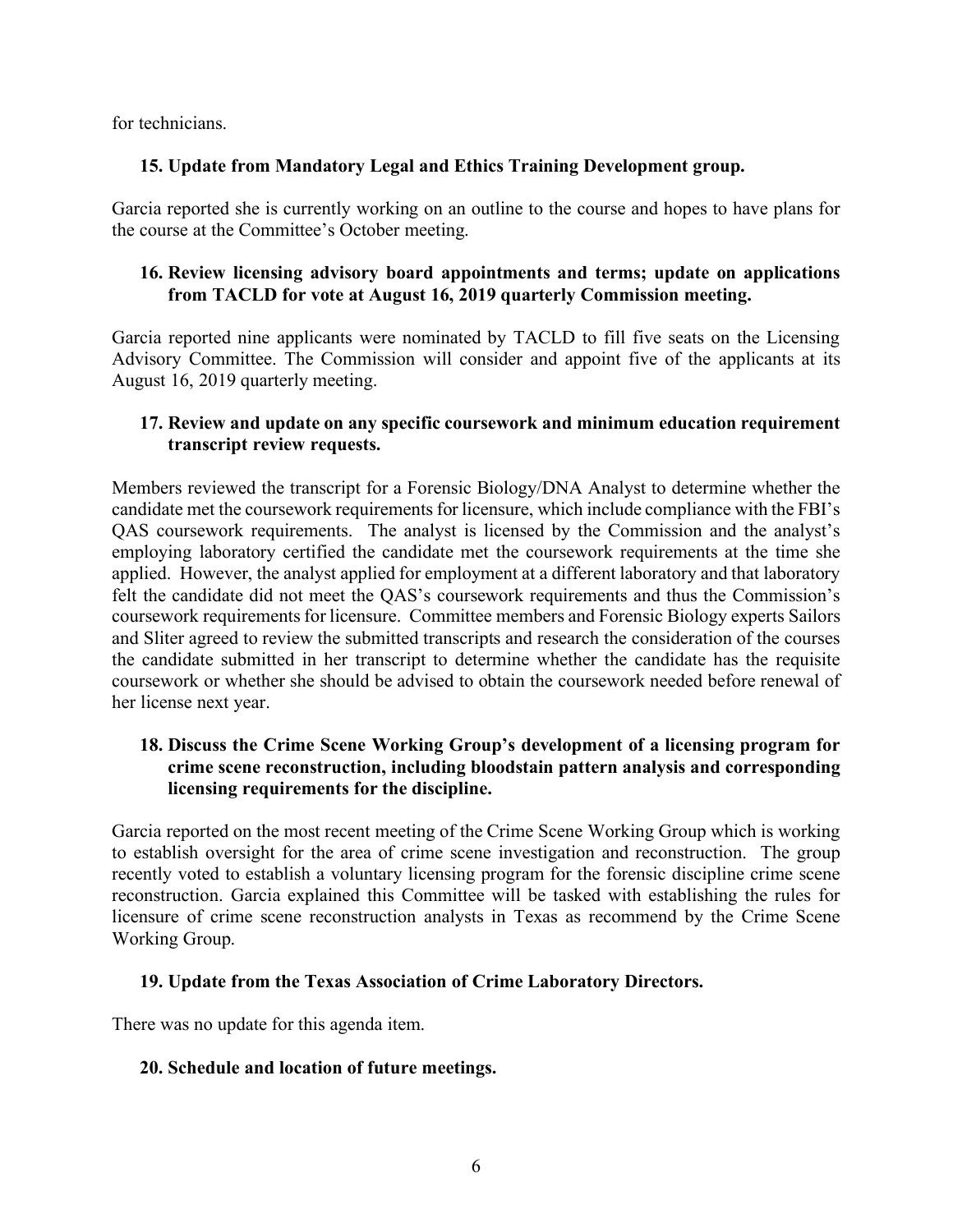for technicians.

### 15. Update from Mandatory Legal and Ethics Training Development group.

Garcia reported she is currently working on an outline to the course and hopes to have plans for the course at the Committee's October meeting.

### 16. Review licensing advisory board appointments and terms; update on applications from TACLD for vote at August 16, 2019 quarterly Commission meeting.

Garcia reported nine applicants were nominated by TACLD to fill five seats on the Licensing Advisory Committee. The Commission will consider and appoint five of the applicants at its August 16, 2019 quarterly meeting.

### 17. Review and update on any specific coursework and minimum education requirement transcript review requests.

Members reviewed the transcript for a Forensic Biology/DNA Analyst to determine whether the candidate met the coursework requirements for licensure, which include compliance with the FBI's QAS coursework requirements. The analyst is licensed by the Commission and the analyst's employing laboratory certified the candidate met the coursework requirements at the time she applied. However, the analyst applied for employment at a different laboratory and that laboratory felt the candidate did not meet the QAS's coursework requirements and thus the Commission's coursework requirements for licensure. Committee members and Forensic Biology experts Sailors and Sliter agreed to review the submitted transcripts and research the consideration of the courses the candidate submitted in her transcript to determine whether the candidate has the requisite coursework or whether she should be advised to obtain the coursework needed before renewal of her license next year.

### 18. Discuss the Crime Scene Working Group's development of a licensing program for crime scene reconstruction, including bloodstain pattern analysis and corresponding licensing requirements for the discipline.

Garcia reported on the most recent meeting of the Crime Scene Working Group which is working to establish oversight for the area of crime scene investigation and reconstruction. The group recently voted to establish a voluntary licensing program for the forensic discipline crime scene reconstruction. Garcia explained this Committee will be tasked with establishing the rules for licensure of crime scene reconstruction analysts in Texas as recommend by the Crime Scene Working Group.

### 19. Update from the Texas Association of Crime Laboratory Directors.

There was no update for this agenda item.

### 20. Schedule and location of future meetings.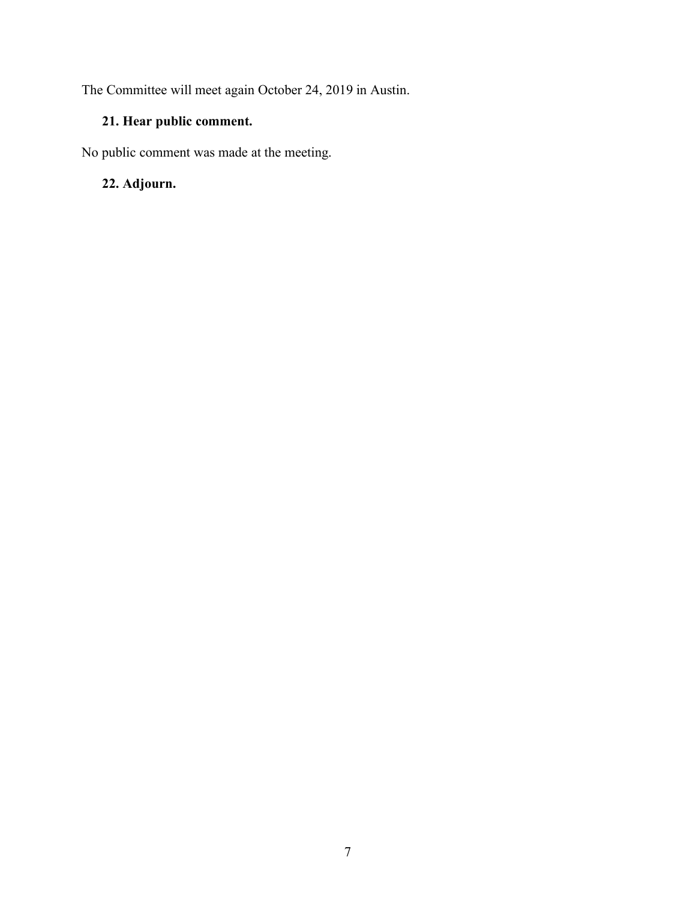The Committee will meet again October 24, 2019 in Austin.

**21. Hear public comment.**

No public comment was made at the meeting.

**22. Adjourn.**